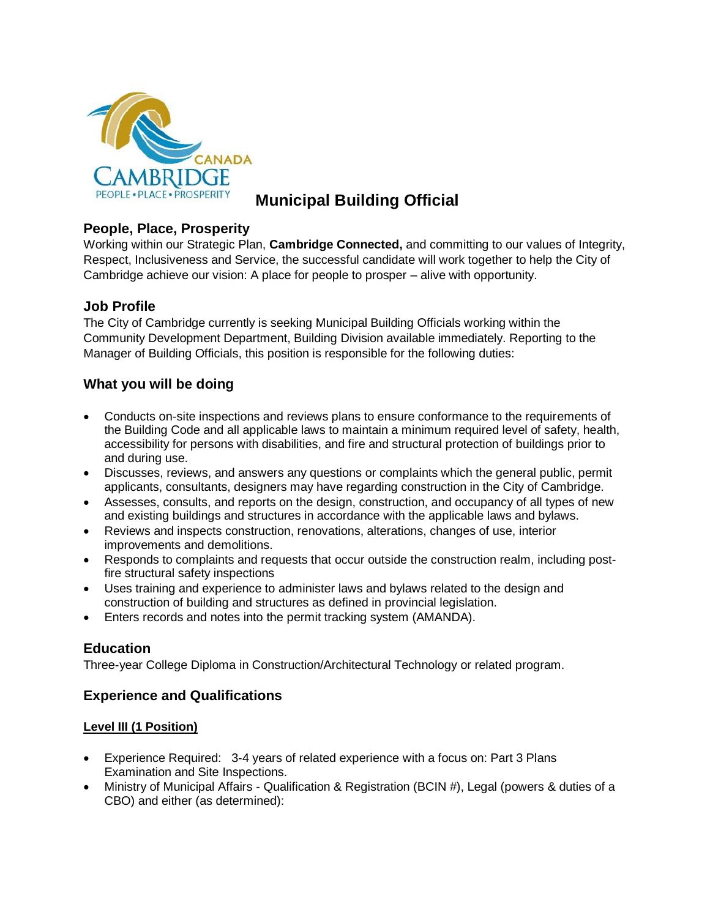# Municipal Building Official

## People, Place, Prosperity

Working within our Strategic Plan, **Cambridge Connected,** and committing to our values of Integrity, Respect, Inclusiveness and Service, the successful candidate will work together to help the City of Cambridge achieve our vision: A place for people to prosper – alive with opportunity.

## Job Profile

The City of Cambridge currently is seeking Municipal Building Officials working within the Community Development Department, Building Division available immediately. Reporting to the Manager of Building Officials, this position is responsible for the following duties:

## What you will be doing

- Conducts on-site inspections and reviews plans to ensure conformance to the requirements of the Building Code and all applicable laws to maintain a minimum required level of safety, health, accessibility for persons with disabilities, and fire and structural protection of buildings prior to and during use.
- Discusses, reviews, and answers any questions or complaints which the general public, permit applicants, consultants, designers may have regarding construction in the City of Cambridge.
- Assesses, consults, and reports on the design, construction, and occupancy of all types of new and existing buildings and structures in accordance with the applicable laws and bylaws.
- Reviews and inspects construction, renovations, alterations, changes of use, interior improvements and demolitions.
- Responds to complaints and requests that occur outside the construction realm, including post-fire structural safety inspections
- Uses training and experience to administer laws and bylaws related to the design and construction of building and structures as defined in provincial legislation.
- Enters records and notes into the permit tracking system (AMANDA).

## Education

Three-year College Diploma in Construction/Architectural Technology or related program.

## Experience and Qualifications

#### Level III (1 Position)

- Experience Required: 3-4 years of related experience with a focus on: Part 3 Plans Examination and Site Inspections.
- Ministry of Municipal Affairs - Qualification & Registration (BCIN #), Legal (powers & duties of a CBO) and either (as determined):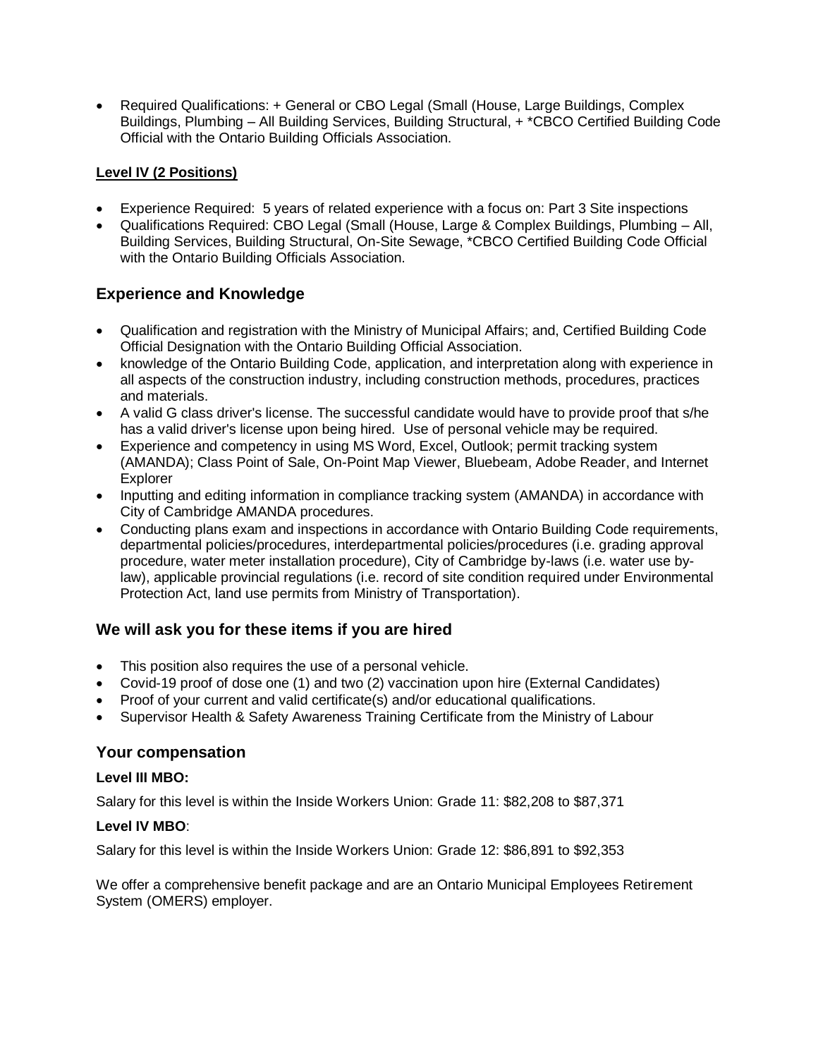- Required Qualifications: + General or CBO Legal (Small (House, Large Buildings, Complex Buildings, Plumbing – All Building Services, Building Structural, + *CBCO Certified Building Code Official with the Ontario Building Officials Association.

**Level IV (2 Positions)**

- Experience Required: 5 years of related experience with a focus on: Part 3 Site inspections
- Qualifications Required: CBO Legal (Small (House, Large & Complex Buildings, Plumbing – All, Building Services, Building Structural, On-Site Sewage, *CBCO Certified Building Code Official with the Ontario Building Officials Association.

## Experience and Knowledge

- Qualification and registration with the Ministry of Municipal Affairs; and, Certified Building Code Official Designation with the Ontario Building Official Association.
- knowledge of the Ontario Building Code, application, and interpretation along with experience in all aspects of the construction industry, including construction methods, procedures, practices and materials.
- A valid G class driver's license. The successful candidate would have to provide proof that s/he has a valid driver's license upon being hired. Use of personal vehicle may be required.
- Experience and competency in using MS Word, Excel, Outlook; permit tracking system (AMANDA); Class Point of Sale, On-Point Map Viewer, Bluebeam, Adobe Reader, and Internet Explorer
- Inputting and editing information in compliance tracking system (AMANDA) in accordance with City of Cambridge AMANDA procedures.
- Conducting plans exam and inspections in accordance with Ontario Building Code requirements, departmental policies/procedures, interdepartmental policies/procedures (i.e. grading approval procedure, water meter installation procedure), City of Cambridge by-laws (i.e. water use by-law), applicable provincial regulations (i.e. record of site condition required under Environmental Protection Act, land use permits from Ministry of Transportation).

## We will ask you for these items if you are hired

- This position also requires the use of a personal vehicle.
- Covid-19 proof of dose one (1) and two (2) vaccination upon hire (External Candidates)
- Proof of your current and valid certificate(s) and/or educational qualifications.
- Supervisor Health & Safety Awareness Training Certificate from the Ministry of Labour

## Your compensation

**Level III MBO:**

Salary for this level is within the Inside Workers Union: Grade 11: $82,208 to $87,371

**Level IV MBO**:

Salary for this level is within the Inside Workers Union: Grade 12: $86,891 to $92,353

We offer a comprehensive benefit package and are an Ontario Municipal Employees Retirement System (OMERS) employer.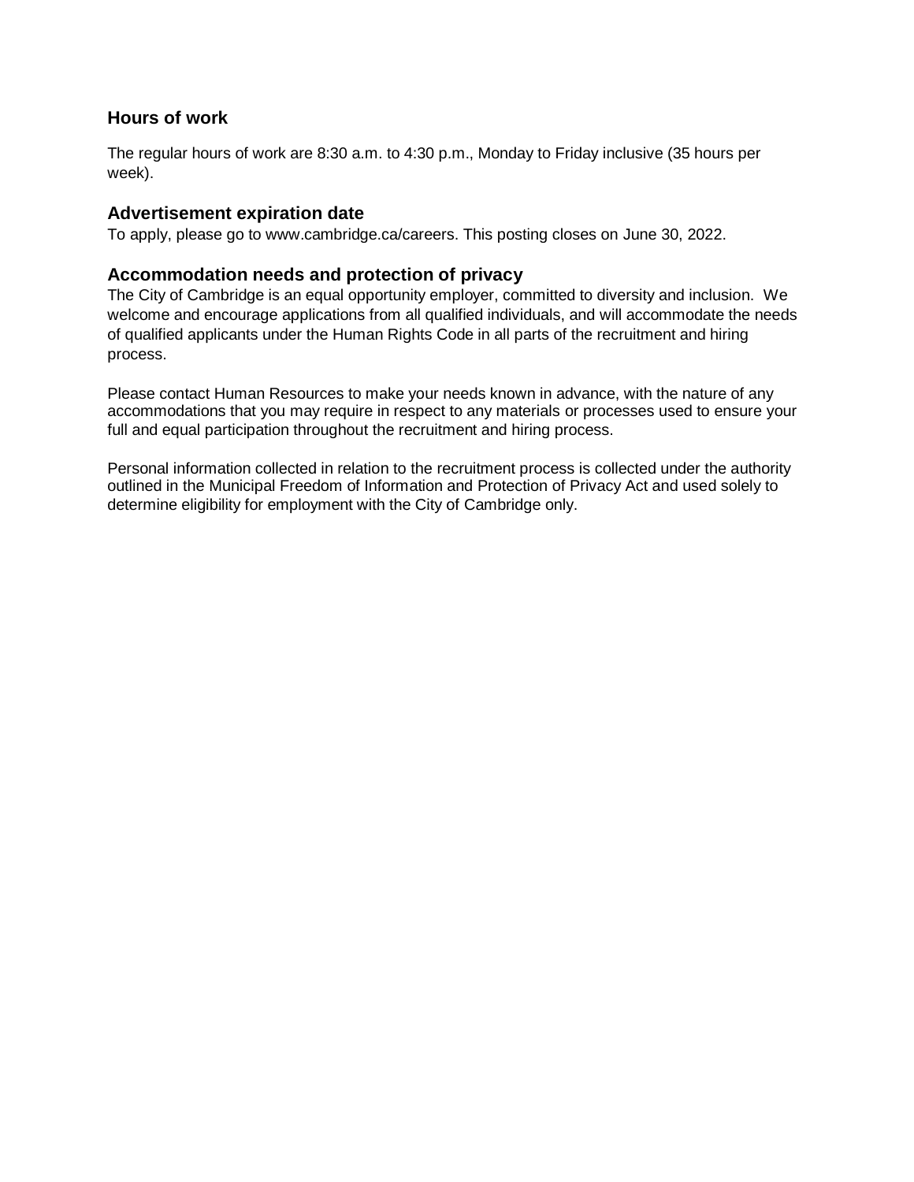## Hours of work

The regular hours of work are 8:30 a.m. to 4:30 p.m., Monday to Friday inclusive (35 hours per week).

## Advertisement expiration date

To apply, please go to www.cambridge.ca/careers. This posting closes on June 30, 2022.

## Accommodation needs and protection of privacy

The City of Cambridge is an equal opportunity employer, committed to diversity and inclusion. We welcome and encourage applications from all qualified individuals, and will accommodate the needs of qualified applicants under the Human Rights Code in all parts of the recruitment and hiring process.

Please contact Human Resources to make your needs known in advance, with the nature of any accommodations that you may require in respect to any materials or processes used to ensure your full and equal participation throughout the recruitment and hiring process.

Personal information collected in relation to the recruitment process is collected under the authority outlined in the Municipal Freedom of Information and Protection of Privacy Act and used solely to determine eligibility for employment with the City of Cambridge only.